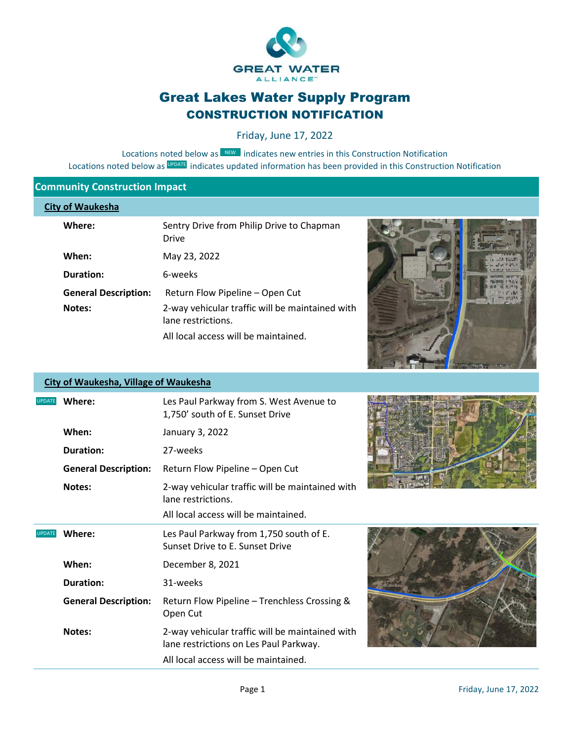GREAT WATER ALLIANCE

# Great Lakes Water Supply Program
## CONSTRUCTION NOTIFICATION

Friday, June 17, 2022

Locations noted below as NEW indicates new entries in this Construction Notification
Locations noted below as UPDATE indicates updated information has been provided in this Construction Notification

## Community Construction Impact

### City of Waukesha

**Where:** Sentry Drive from Philip Drive to Chapman Drive

**When:** May 23, 2022

**Duration:** 6-weeks

**General Description:** Return Flow Pipeline – Open Cut

**Notes:** 2-way vehicular traffic will be maintained with lane restrictions.

All local access will be maintained.

### City of Waukesha, Village of Waukesha

UPDATE **Where:** Les Paul Parkway from S. West Avenue to 1,750' south of E. Sunset Drive

**When:** January 3, 2022

**Duration:** 27-weeks

**General Description:** Return Flow Pipeline – Open Cut

**Notes:** 2-way vehicular traffic will be maintained with lane restrictions.

All local access will be maintained.

UPDATE **Where:** Les Paul Parkway from 1,750 south of E. Sunset Drive to E. Sunset Drive

**When:** December 8, 2021

**Duration:** 31-weeks

**General Description:** Return Flow Pipeline – Trenchless Crossing & Open Cut

**Notes:** 2-way vehicular traffic will be maintained with lane restrictions on Les Paul Parkway.

All local access will be maintained.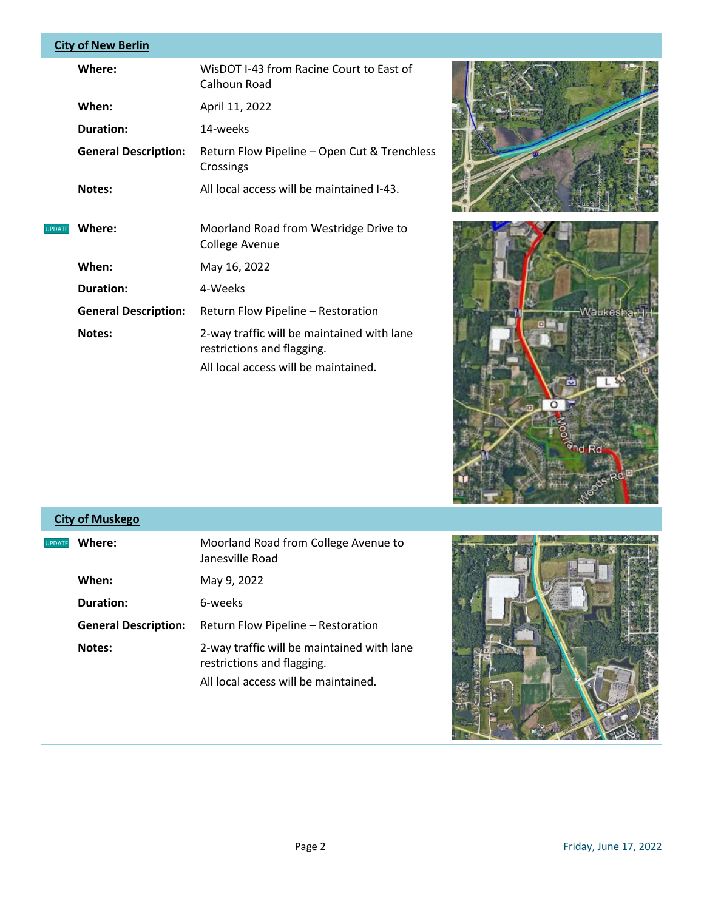## City of New Berlin

**Where:** WisDOT I-43 from Racine Court to East of Calhoun Road

**When:** April 11, 2022

**Duration:** 14-weeks

**General Description:** Return Flow Pipeline – Open Cut & Trenchless Crossings

**Notes:** All local access will be maintained I-43.

---

UPDATE **Where:** Moorland Road from Westridge Drive to College Avenue

**When:** May 16, 2022

**Duration:** 4-Weeks

**General Description:** Return Flow Pipeline – Restoration

**Notes:** 2-way traffic will be maintained with lane restrictions and flagging.

All local access will be maintained.

## City of Muskego

UPDATE **Where:** Moorland Road from College Avenue to Janesville Road

**When:** May 9, 2022

**Duration:** 6-weeks

**General Description:** Return Flow Pipeline – Restoration

**Notes:** 2-way traffic will be maintained with lane restrictions and flagging.

All local access will be maintained.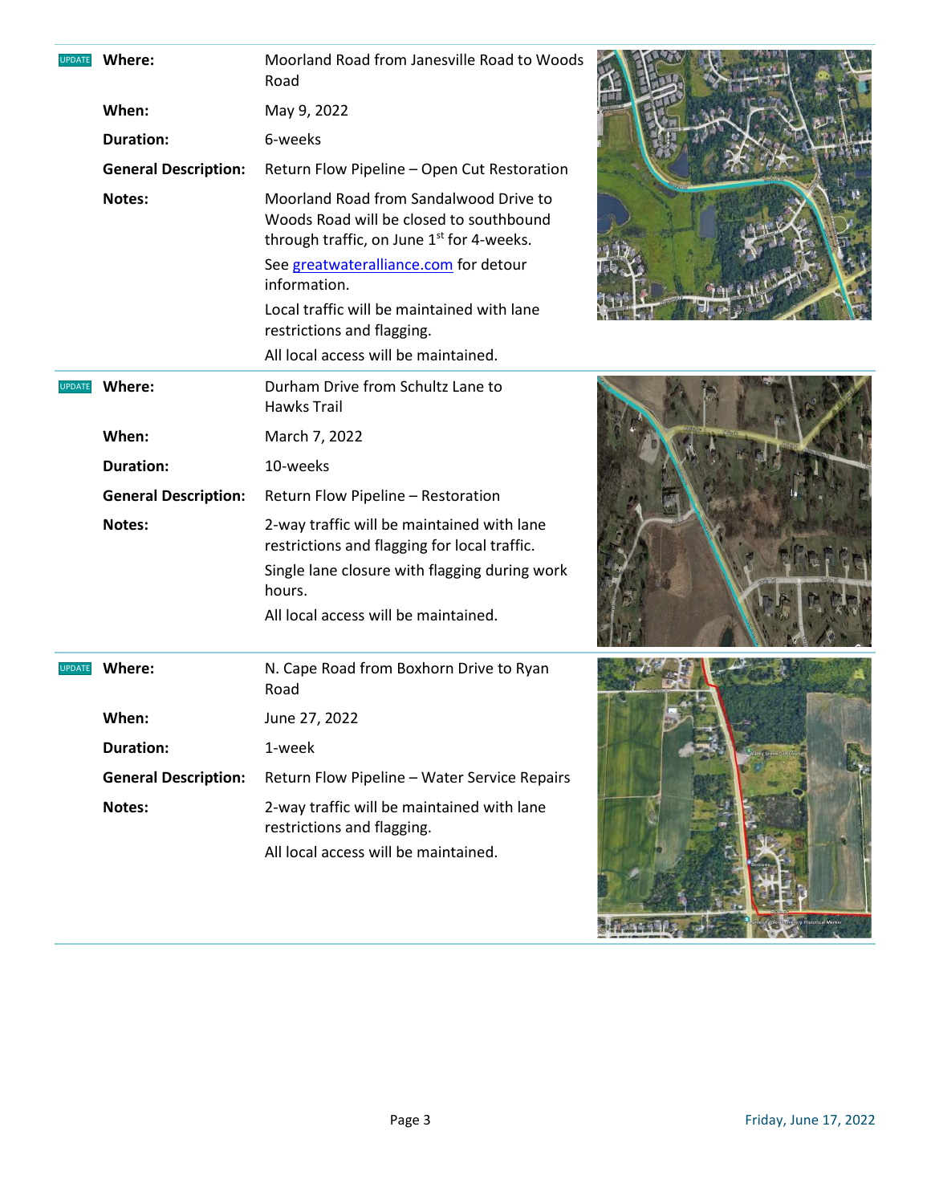UPDATE

| | |
|---|---|
| **Where:** | Moorland Road from Janesville Road to Woods Road |
| **When:** | May 9, 2022 |
| **Duration:** | 6-weeks |
| **General Description:** | Return Flow Pipeline – Open Cut Restoration |
| **Notes:** | Moorland Road from Sandalwood Drive to Woods Road will be closed to southbound through traffic, on June 1st for 4-weeks. See greatwateralliance.com for detour information. Local traffic will be maintained with lane restrictions and flagging. All local access will be maintained. |

UPDATE

| | |
|---|---|
| **Where:** | Durham Drive from Schultz Lane to Hawks Trail |
| **When:** | March 7, 2022 |
| **Duration:** | 10-weeks |
| **General Description:** | Return Flow Pipeline – Restoration |
| **Notes:** | 2-way traffic will be maintained with lane restrictions and flagging for local traffic. Single lane closure with flagging during work hours. All local access will be maintained. |

UPDATE

| | |
|---|---|
| **Where:** | N. Cape Road from Boxhorn Drive to Ryan Road |
| **When:** | June 27, 2022 |
| **Duration:** | 1-week |
| **General Description:** | Return Flow Pipeline – Water Service Repairs |
| **Notes:** | 2-way traffic will be maintained with lane restrictions and flagging. All local access will be maintained. |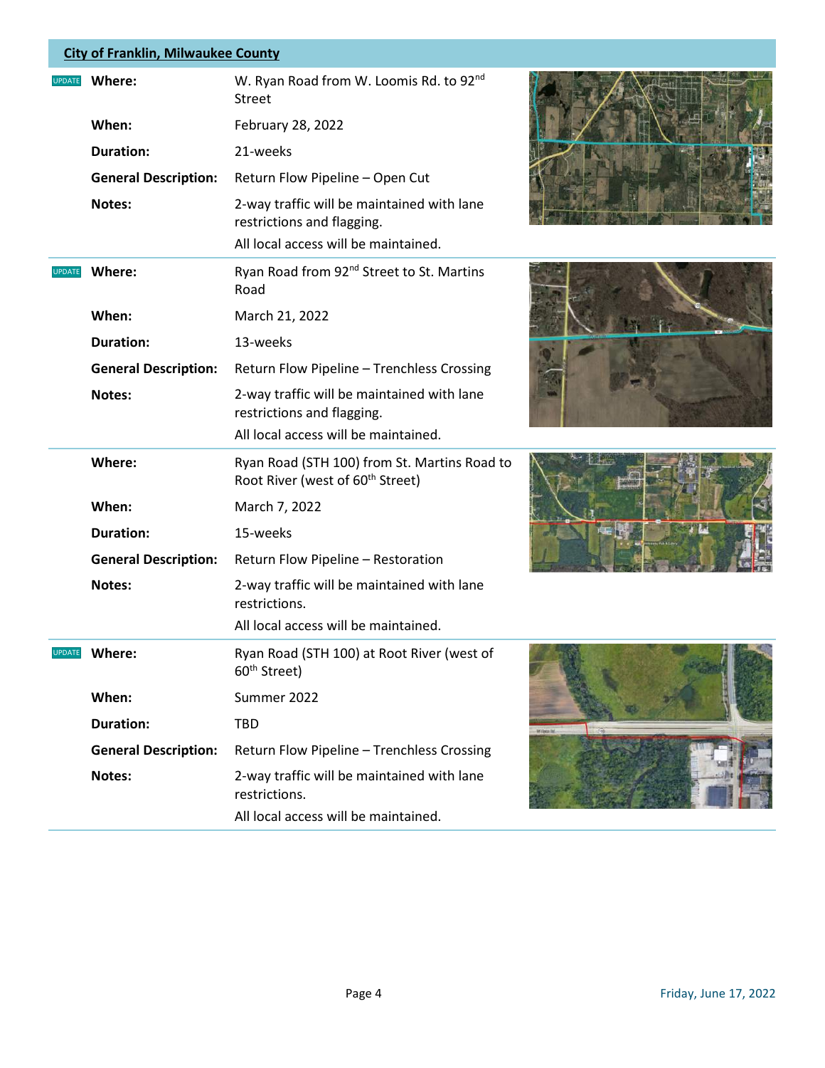## City of Franklin, Milwaukee County

| | | |
|---|---|---|
| UPDATE | **Where:** | W. Ryan Road from W. Loomis Rd. to 92nd Street |
| | **When:** | February 28, 2022 |
| | **Duration:** | 21-weeks |
| | **General Description:** | Return Flow Pipeline – Open Cut |
| | **Notes:** | 2-way traffic will be maintained with lane restrictions and flagging.<br>All local access will be maintained. |
| UPDATE | **Where:** | Ryan Road from 92nd Street to St. Martins Road |
| | **When:** | March 21, 2022 |
| | **Duration:** | 13-weeks |
| | **General Description:** | Return Flow Pipeline – Trenchless Crossing |
| | **Notes:** | 2-way traffic will be maintained with lane restrictions and flagging.<br>All local access will be maintained. |
| | **Where:** | Ryan Road (STH 100) from St. Martins Road to Root River (west of 60th Street) |
| | **When:** | March 7, 2022 |
| | **Duration:** | 15-weeks |
| | **General Description:** | Return Flow Pipeline – Restoration |
| | **Notes:** | 2-way traffic will be maintained with lane restrictions.<br>All local access will be maintained. |
| UPDATE | **Where:** | Ryan Road (STH 100) at Root River (west of 60th Street) |
| | **When:** | Summer 2022 |
| | **Duration:** | TBD |
| | **General Description:** | Return Flow Pipeline – Trenchless Crossing |
| | **Notes:** | 2-way traffic will be maintained with lane restrictions.<br>All local access will be maintained. |

Friday, June 17, 2022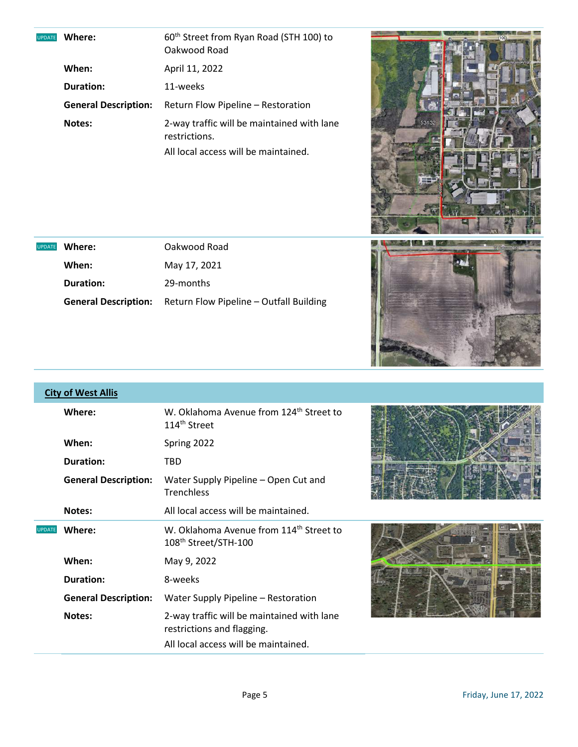UPDATE

| | |
|---|---|
| **Where:** | 60th Street from Ryan Road (STH 100) to Oakwood Road |
| **When:** | April 11, 2022 |
| **Duration:** | 11-weeks |
| **General Description:** | Return Flow Pipeline – Restoration |
| **Notes:** | 2-way traffic will be maintained with lane restrictions. All local access will be maintained. |

UPDATE

| | |
|---|---|
| **Where:** | Oakwood Road |
| **When:** | May 17, 2021 |
| **Duration:** | 29-months |
| **General Description:** | Return Flow Pipeline – Outfall Building |

## City of West Allis

| | |
|---|---|
| **Where:** | W. Oklahoma Avenue from 124th Street to 114th Street |
| **When:** | Spring 2022 |
| **Duration:** | TBD |
| **General Description:** | Water Supply Pipeline – Open Cut and Trenchless |
| **Notes:** | All local access will be maintained. |

UPDATE

| | |
|---|---|
| **Where:** | W. Oklahoma Avenue from 114th Street to 108th Street/STH-100 |
| **When:** | May 9, 2022 |
| **Duration:** | 8-weeks |
| **General Description:** | Water Supply Pipeline – Restoration |
| **Notes:** | 2-way traffic will be maintained with lane restrictions and flagging. All local access will be maintained. |

Friday, June 17, 2022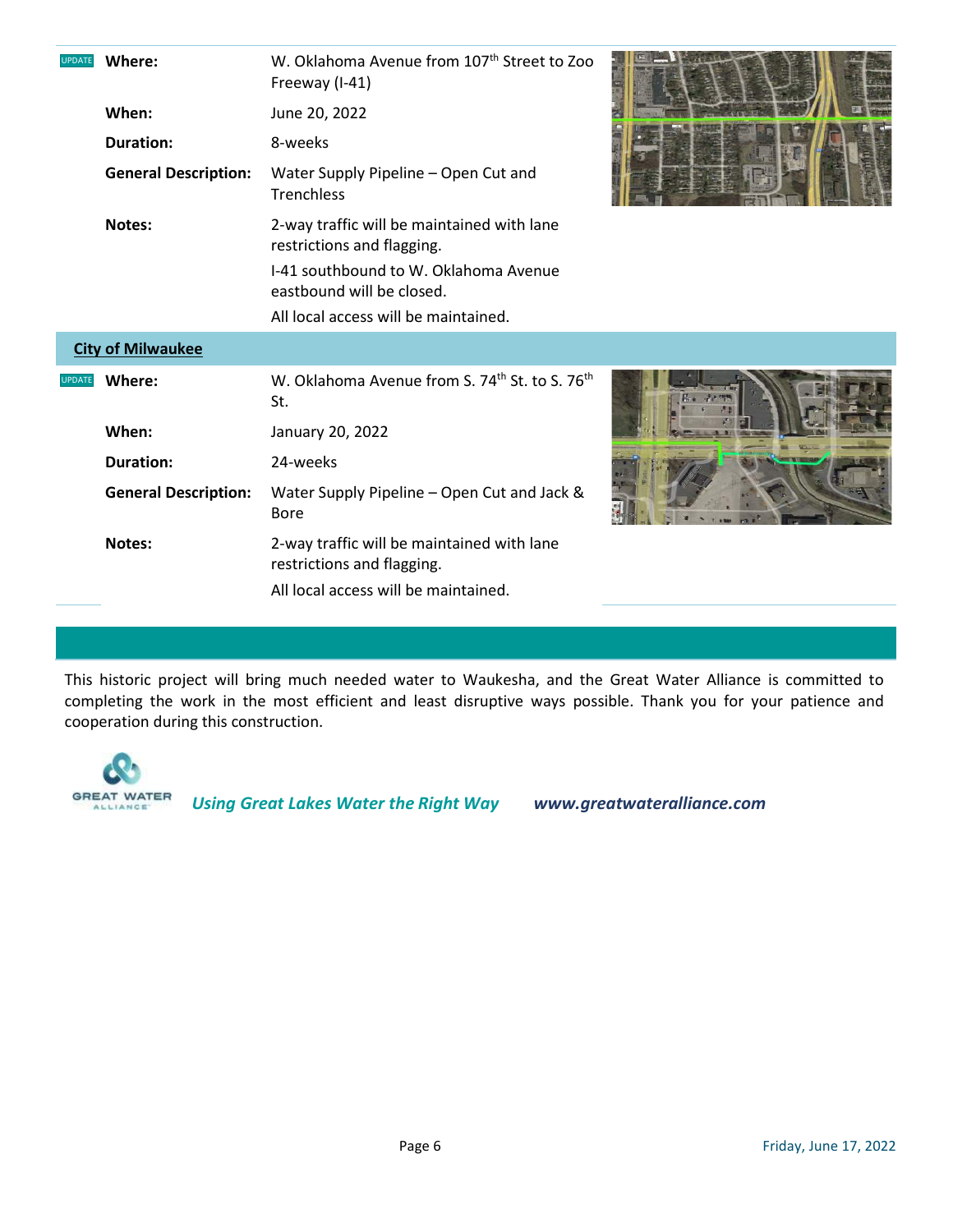UPDATE

| | |
|---|---|
| **Where:** | W. Oklahoma Avenue from 107th Street to Zoo Freeway (I-41) |
| **When:** | June 20, 2022 |
| **Duration:** | 8-weeks |
| **General Description:** | Water Supply Pipeline – Open Cut and Trenchless |
| **Notes:** | 2-way traffic will be maintained with lane restrictions and flagging.<br>I-41 southbound to W. Oklahoma Avenue eastbound will be closed.<br>All local access will be maintained. |

## City of Milwaukee

UPDATE

| | |
|---|---|
| **Where:** | W. Oklahoma Avenue from S. 74th St. to S. 76th St. |
| **When:** | January 20, 2022 |
| **Duration:** | 24-weeks |
| **General Description:** | Water Supply Pipeline – Open Cut and Jack & Bore |
| **Notes:** | 2-way traffic will be maintained with lane restrictions and flagging.<br>All local access will be maintained. |

This historic project will bring much needed water to Waukesha, and the Great Water Alliance is committed to completing the work in the most efficient and least disruptive ways possible. Thank you for your patience and cooperation during this construction.

GREAT WATER ALLIANCE

***Using Great Lakes Water the Right Way*** ***www.greatwateralliance.com***

Friday, June 17, 2022